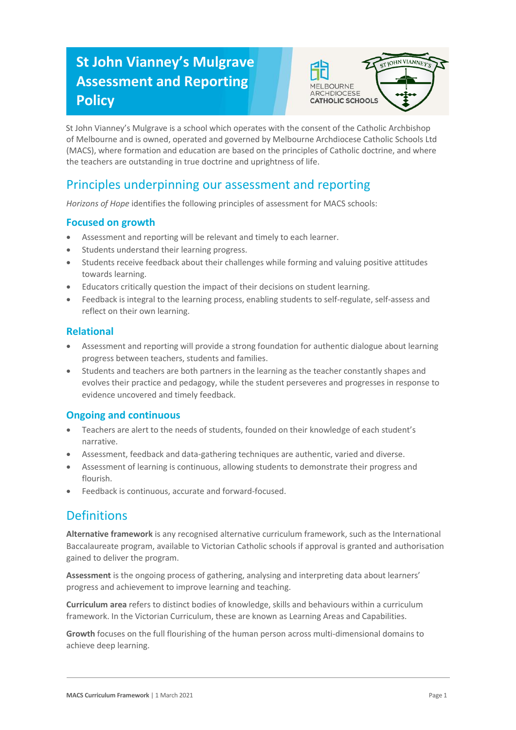# St John Vianney's Mulgrave Assessment and Reporting Policy

St John Vianney's Mulgrave is a school which operates with the consent of the Catholic Archbishop of Melbourne and is owned, operated and governed by Melbourne Archdiocese Catholic Schools Ltd (MACS), where formation and education are based on the principles of Catholic doctrine, and where the teachers are outstanding in true doctrine and uprightness of life.

## Principles underpinning our assessment and reporting

*Horizons of Hope* identifies the following principles of assessment for MACS schools:

### Focused on growth

- Assessment and reporting will be relevant and timely to each learner.
- Students understand their learning progress.
- Students receive feedback about their challenges while forming and valuing positive attitudes towards learning.
- Educators critically question the impact of their decisions on student learning.
- Feedback is integral to the learning process, enabling students to self-regulate, self-assess and reflect on their own learning.

### Relational

- Assessment and reporting will provide a strong foundation for authentic dialogue about learning progress between teachers, students and families.
- Students and teachers are both partners in the learning as the teacher constantly shapes and evolves their practice and pedagogy, while the student perseveres and progresses in response to evidence uncovered and timely feedback.

### Ongoing and continuous

- Teachers are alert to the needs of students, founded on their knowledge of each student's narrative.
- Assessment, feedback and data-gathering techniques are authentic, varied and diverse.
- Assessment of learning is continuous, allowing students to demonstrate their progress and flourish.
- Feedback is continuous, accurate and forward-focused.

## Definitions

**Alternative framework** is any recognised alternative curriculum framework, such as the International Baccalaureate program, available to Victorian Catholic schools if approval is granted and authorisation gained to deliver the program.

**Assessment** is the ongoing process of gathering, analysing and interpreting data about learners' progress and achievement to improve learning and teaching.

**Curriculum area** refers to distinct bodies of knowledge, skills and behaviours within a curriculum framework. In the Victorian Curriculum, these are known as Learning Areas and Capabilities.

**Growth** focuses on the full flourishing of the human person across multi-dimensional domains to achieve deep learning.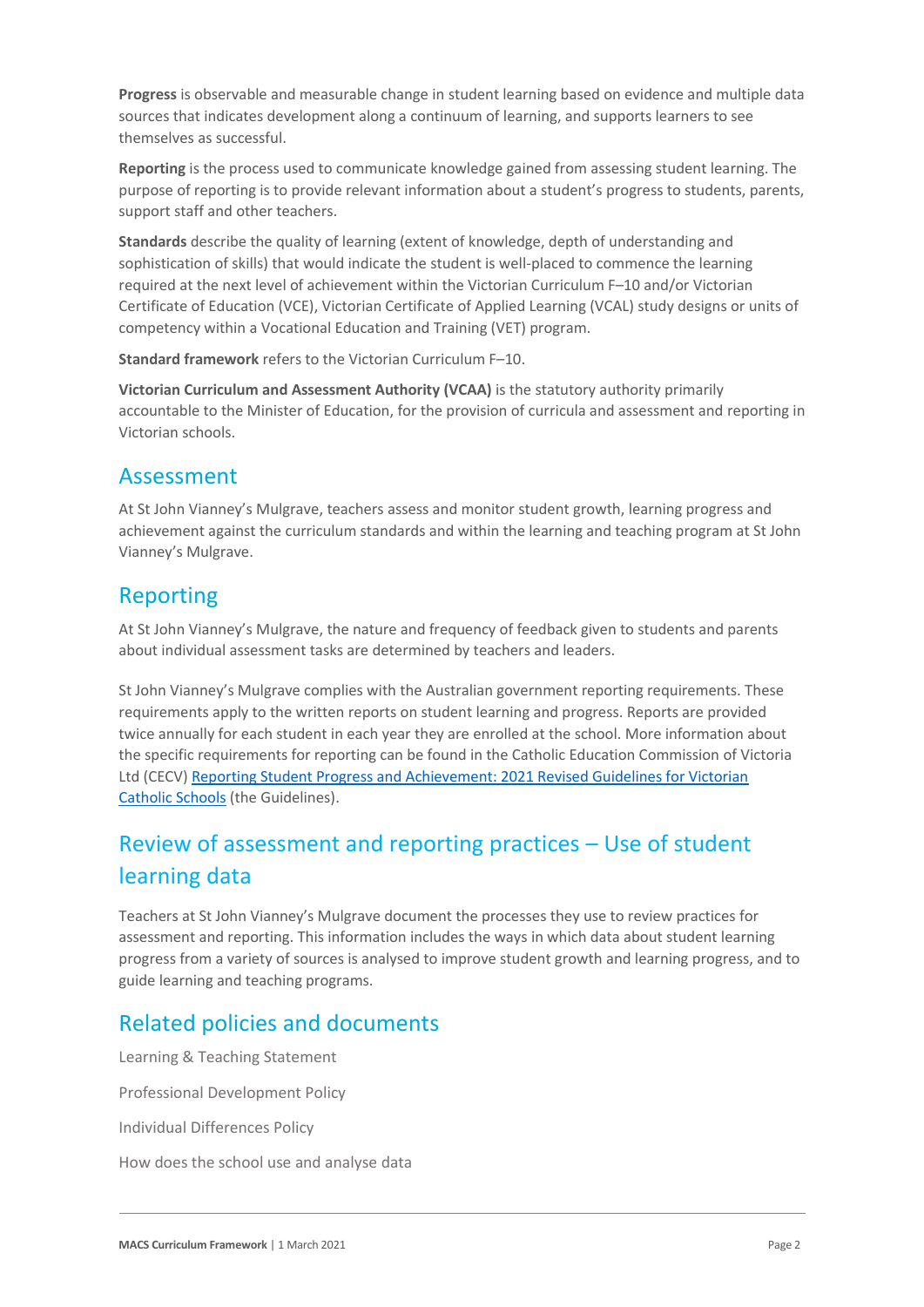**Progress** is observable and measurable change in student learning based on evidence and multiple data sources that indicates development along a continuum of learning, and supports learners to see themselves as successful.

**Reporting** is the process used to communicate knowledge gained from assessing student learning. The purpose of reporting is to provide relevant information about a student's progress to students, parents, support staff and other teachers.

**Standards** describe the quality of learning (extent of knowledge, depth of understanding and sophistication of skills) that would indicate the student is well-placed to commence the learning required at the next level of achievement within the Victorian Curriculum F–10 and/or Victorian Certificate of Education (VCE), Victorian Certificate of Applied Learning (VCAL) study designs or units of competency within a Vocational Education and Training (VET) program.

**Standard framework** refers to the Victorian Curriculum F–10.

**Victorian Curriculum and Assessment Authority (VCAA)** is the statutory authority primarily accountable to the Minister of Education, for the provision of curricula and assessment and reporting in Victorian schools.

## Assessment

At St John Vianney's Mulgrave, teachers assess and monitor student growth, learning progress and achievement against the curriculum standards and within the learning and teaching program at St John Vianney's Mulgrave.

## Reporting

At St John Vianney's Mulgrave, the nature and frequency of feedback given to students and parents about individual assessment tasks are determined by teachers and leaders.

St John Vianney's Mulgrave complies with the Australian government reporting requirements. These requirements apply to the written reports on student learning and progress. Reports are provided twice annually for each student in each year they are enrolled at the school. More information about the specific requirements for reporting can be found in the Catholic Education Commission of Victoria Ltd (CECV) Reporting Student Progress and Achievement: 2021 Revised Guidelines for Victorian Catholic Schools (the Guidelines).

## Review of assessment and reporting practices – Use of student learning data

Teachers at St John Vianney's Mulgrave document the processes they use to review practices for assessment and reporting. This information includes the ways in which data about student learning progress from a variety of sources is analysed to improve student growth and learning progress, and to guide learning and teaching programs.

## Related policies and documents

Learning & Teaching Statement

Professional Development Policy

Individual Differences Policy

How does the school use and analyse data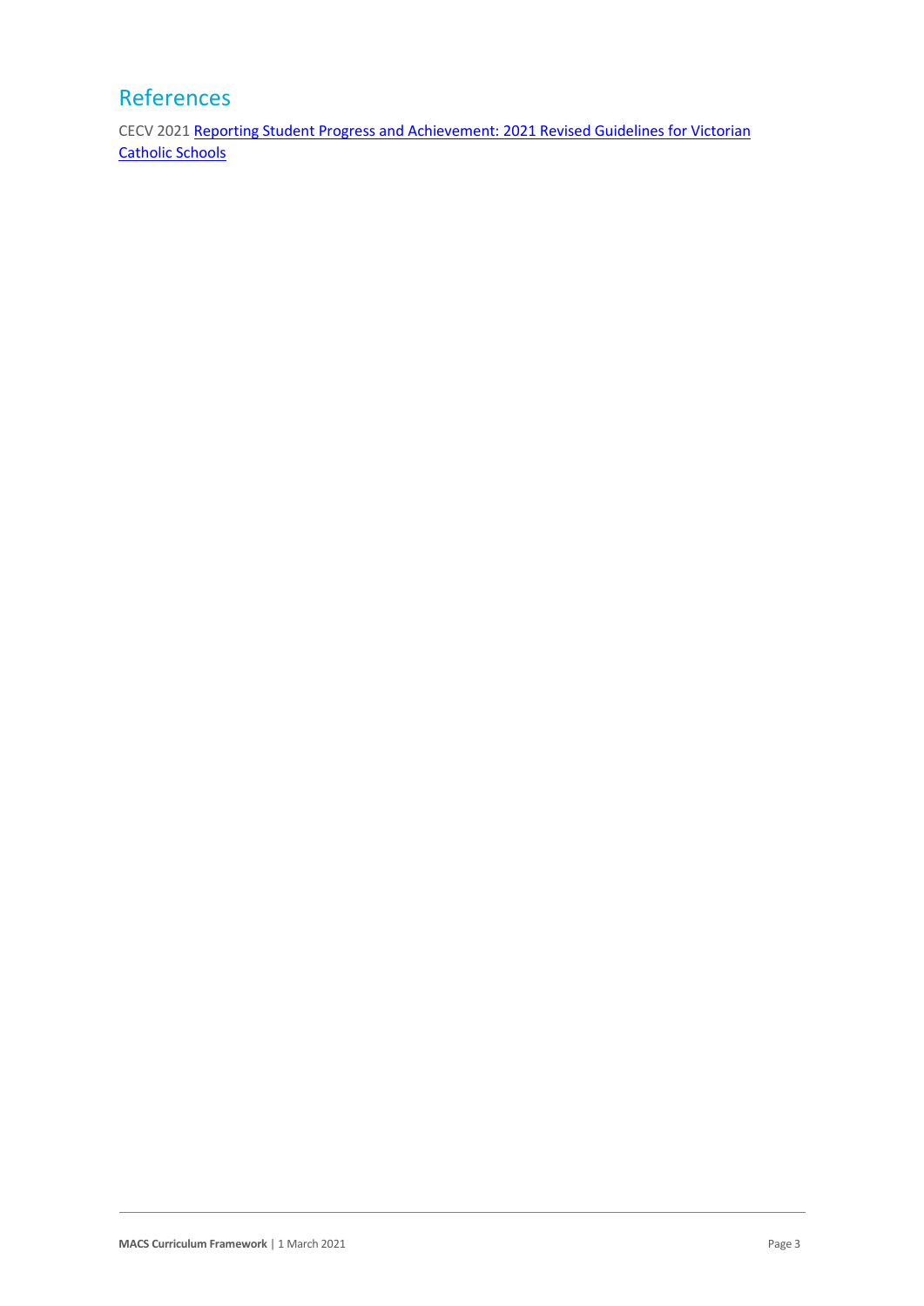## References

CECV 2021 Reporting Student Progress and Achievement: 2021 Revised Guidelines for Victorian Catholic Schools